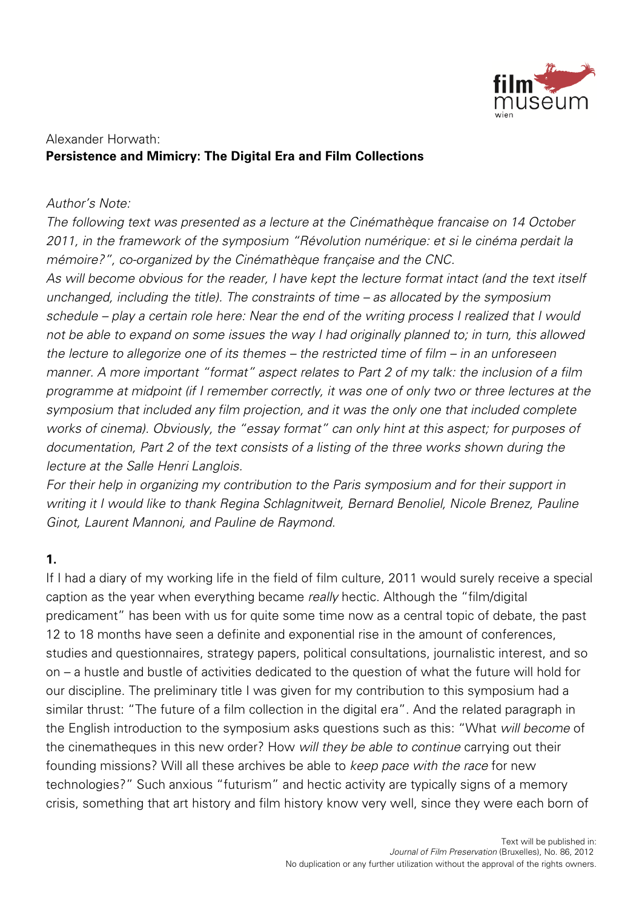Alexander Horwath:
**Persistence and Mimicry: The Digital Era and Film Collections**

*Author's Note:*
*The following text was presented as a lecture at the Cinémathèque francaise on 14 October 2011, in the framework of the symposium "Révolution numérique: et si le cinéma perdait la mémoire?", co-organized by the Cinémathèque française and the CNC.*
*As will become obvious for the reader, I have kept the lecture format intact (and the text itself unchanged, including the title). The constraints of time – as allocated by the symposium schedule – play a certain role here: Near the end of the writing process I realized that I would not be able to expand on some issues the way I had originally planned to; in turn, this allowed the lecture to allegorize one of its themes – the restricted time of film – in an unforeseen manner. A more important "format" aspect relates to Part 2 of my talk: the inclusion of a film programme at midpoint (if I remember correctly, it was one of only two or three lectures at the symposium that included any film projection, and it was the only one that included complete works of cinema). Obviously, the "essay format" can only hint at this aspect; for purposes of documentation, Part 2 of the text consists of a listing of the three works shown during the lecture at the Salle Henri Langlois.*
*For their help in organizing my contribution to the Paris symposium and for their support in writing it I would like to thank Regina Schlagnitweit, Bernard Benoliel, Nicole Brenez, Pauline Ginot, Laurent Mannoni, and Pauline de Raymond.*

**1.**

If I had a diary of my working life in the field of film culture, 2011 would surely receive a special caption as the year when everything became *really* hectic. Although the "film/digital predicament" has been with us for quite some time now as a central topic of debate, the past 12 to 18 months have seen a definite and exponential rise in the amount of conferences, studies and questionnaires, strategy papers, political consultations, journalistic interest, and so on – a hustle and bustle of activities dedicated to the question of what the future will hold for our discipline. The preliminary title I was given for my contribution to this symposium had a similar thrust: "The future of a film collection in the digital era". And the related paragraph in the English introduction to the symposium asks questions such as this: "What *will become* of the cinematheques in this new order? How *will they be able to continue* carrying out their founding missions? Will all these archives be able to *keep pace with the race* for new technologies?" Such anxious "futurism" and hectic activity are typically signs of a memory crisis, something that art history and film history know very well, since they were each born of

Text will be published in:
*Journal of Film Preservation* (Bruxelles), No. 86, 2012
No duplication or any further utilization without the approval of the rights owners.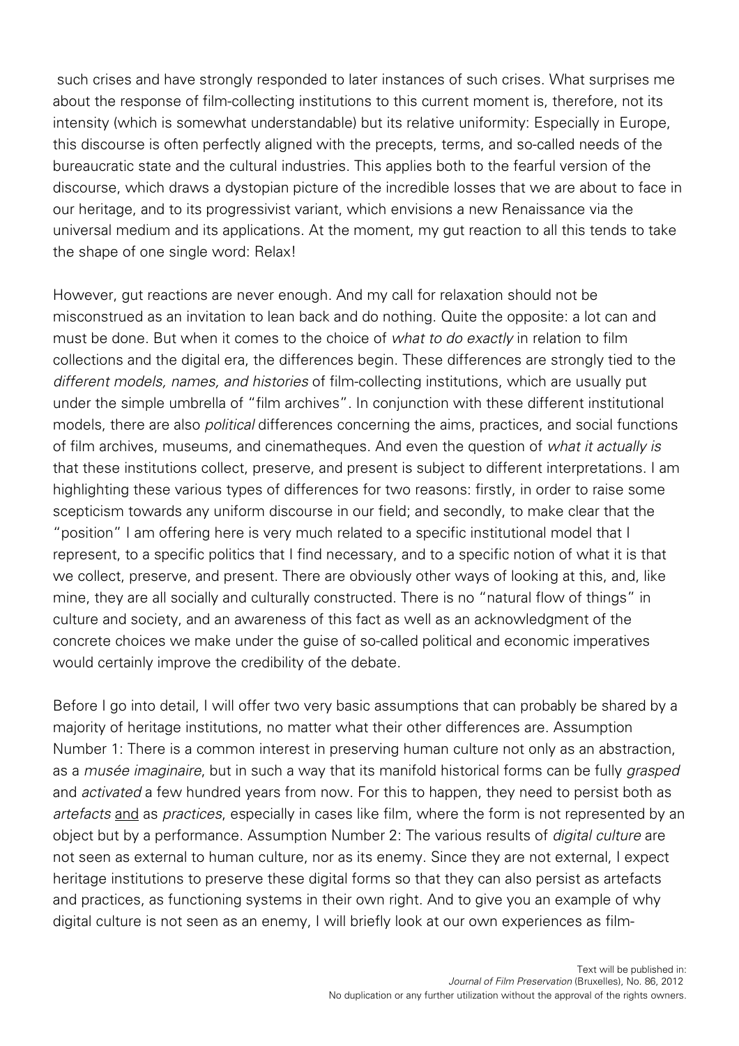such crises and have strongly responded to later instances of such crises. What surprises me about the response of film-collecting institutions to this current moment is, therefore, not its intensity (which is somewhat understandable) but its relative uniformity: Especially in Europe, this discourse is often perfectly aligned with the precepts, terms, and so-called needs of the bureaucratic state and the cultural industries. This applies both to the fearful version of the discourse, which draws a dystopian picture of the incredible losses that we are about to face in our heritage, and to its progressivist variant, which envisions a new Renaissance via the universal medium and its applications. At the moment, my gut reaction to all this tends to take the shape of one single word: Relax!

However, gut reactions are never enough. And my call for relaxation should not be misconstrued as an invitation to lean back and do nothing. Quite the opposite: a lot can and must be done. But when it comes to the choice of *what to do exactly* in relation to film collections and the digital era, the differences begin. These differences are strongly tied to the *different models, names, and histories* of film-collecting institutions, which are usually put under the simple umbrella of "film archives". In conjunction with these different institutional models, there are also *political* differences concerning the aims, practices, and social functions of film archives, museums, and cinematheques. And even the question of *what it actually is* that these institutions collect, preserve, and present is subject to different interpretations. I am highlighting these various types of differences for two reasons: firstly, in order to raise some scepticism towards any uniform discourse in our field; and secondly, to make clear that the "position" I am offering here is very much related to a specific institutional model that I represent, to a specific politics that I find necessary, and to a specific notion of what it is that we collect, preserve, and present. There are obviously other ways of looking at this, and, like mine, they are all socially and culturally constructed. There is no "natural flow of things" in culture and society, and an awareness of this fact as well as an acknowledgment of the concrete choices we make under the guise of so-called political and economic imperatives would certainly improve the credibility of the debate.

Before I go into detail, I will offer two very basic assumptions that can probably be shared by a majority of heritage institutions, no matter what their other differences are. Assumption Number 1: There is a common interest in preserving human culture not only as an abstraction, as a *musée imaginaire*, but in such a way that its manifold historical forms can be fully *grasped* and *activated* a few hundred years from now. For this to happen, they need to persist both as *artefacts* and as *practices*, especially in cases like film, where the form is not represented by an object but by a performance. Assumption Number 2: The various results of *digital culture* are not seen as external to human culture, nor as its enemy. Since they are not external, I expect heritage institutions to preserve these digital forms so that they can also persist as artefacts and practices, as functioning systems in their own right. And to give you an example of why digital culture is not seen as an enemy, I will briefly look at our own experiences as film-

Text will be published in:
*Journal of Film Preservation* (Bruxelles), No. 86, 2012
No duplication or any further utilization without the approval of the rights owners.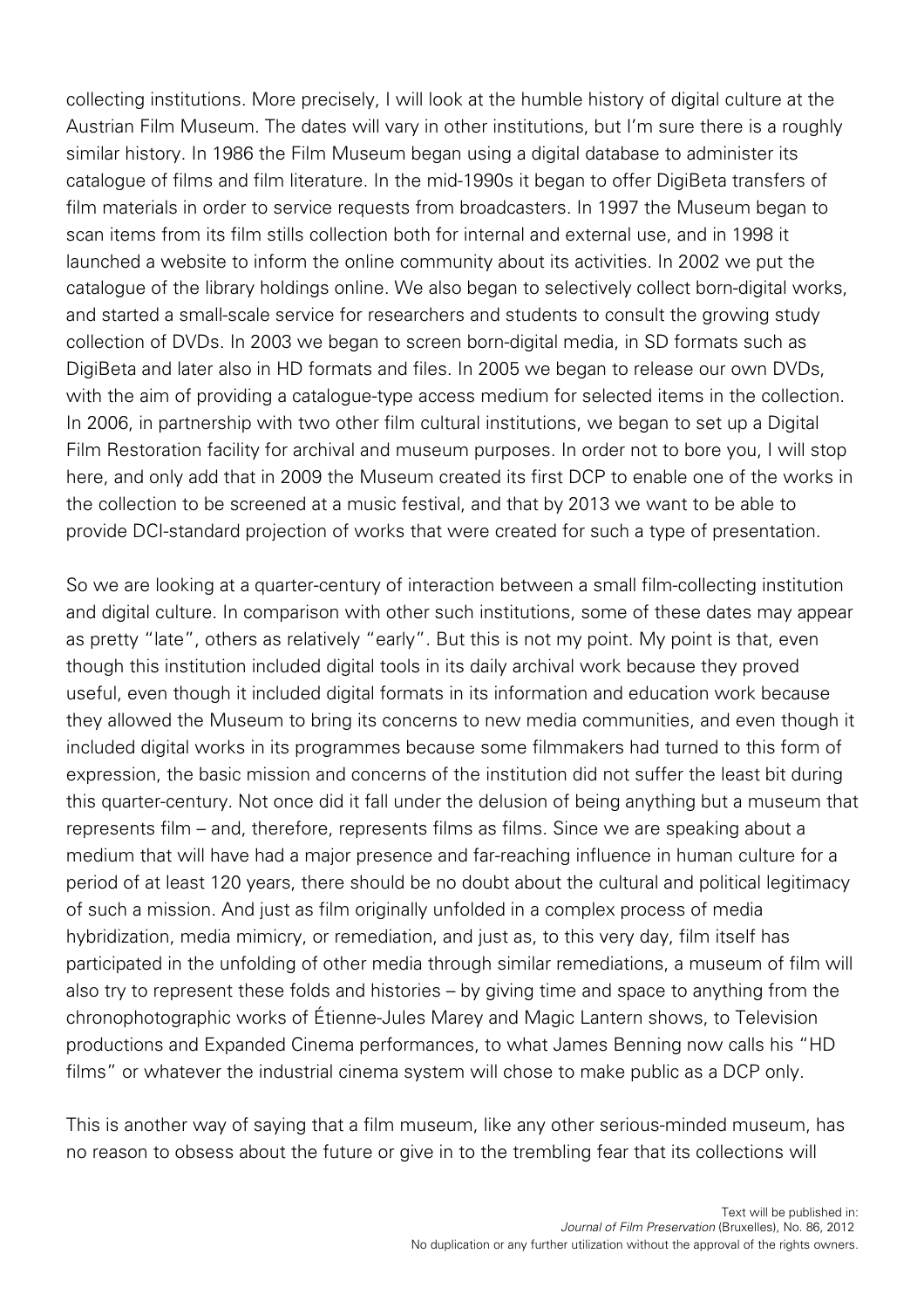collecting institutions. More precisely, I will look at the humble history of digital culture at the Austrian Film Museum. The dates will vary in other institutions, but I'm sure there is a roughly similar history. In 1986 the Film Museum began using a digital database to administer its catalogue of films and film literature. In the mid-1990s it began to offer DigiBeta transfers of film materials in order to service requests from broadcasters. In 1997 the Museum began to scan items from its film stills collection both for internal and external use, and in 1998 it launched a website to inform the online community about its activities. In 2002 we put the catalogue of the library holdings online. We also began to selectively collect born-digital works, and started a small-scale service for researchers and students to consult the growing study collection of DVDs. In 2003 we began to screen born-digital media, in SD formats such as DigiBeta and later also in HD formats and files. In 2005 we began to release our own DVDs, with the aim of providing a catalogue-type access medium for selected items in the collection. In 2006, in partnership with two other film cultural institutions, we began to set up a Digital Film Restoration facility for archival and museum purposes. In order not to bore you, I will stop here, and only add that in 2009 the Museum created its first DCP to enable one of the works in the collection to be screened at a music festival, and that by 2013 we want to be able to provide DCI-standard projection of works that were created for such a type of presentation.

So we are looking at a quarter-century of interaction between a small film-collecting institution and digital culture. In comparison with other such institutions, some of these dates may appear as pretty "late", others as relatively "early". But this is not my point. My point is that, even though this institution included digital tools in its daily archival work because they proved useful, even though it included digital formats in its information and education work because they allowed the Museum to bring its concerns to new media communities, and even though it included digital works in its programmes because some filmmakers had turned to this form of expression, the basic mission and concerns of the institution did not suffer the least bit during this quarter-century. Not once did it fall under the delusion of being anything but a museum that represents film – and, therefore, represents films as films. Since we are speaking about a medium that will have had a major presence and far-reaching influence in human culture for a period of at least 120 years, there should be no doubt about the cultural and political legitimacy of such a mission. And just as film originally unfolded in a complex process of media hybridization, media mimicry, or remediation, and just as, to this very day, film itself has participated in the unfolding of other media through similar remediations, a museum of film will also try to represent these folds and histories – by giving time and space to anything from the chronophotographic works of Étienne-Jules Marey and Magic Lantern shows, to Television productions and Expanded Cinema performances, to what James Benning now calls his "HD films" or whatever the industrial cinema system will chose to make public as a DCP only.

This is another way of saying that a film museum, like any other serious-minded museum, has no reason to obsess about the future or give in to the trembling fear that its collections will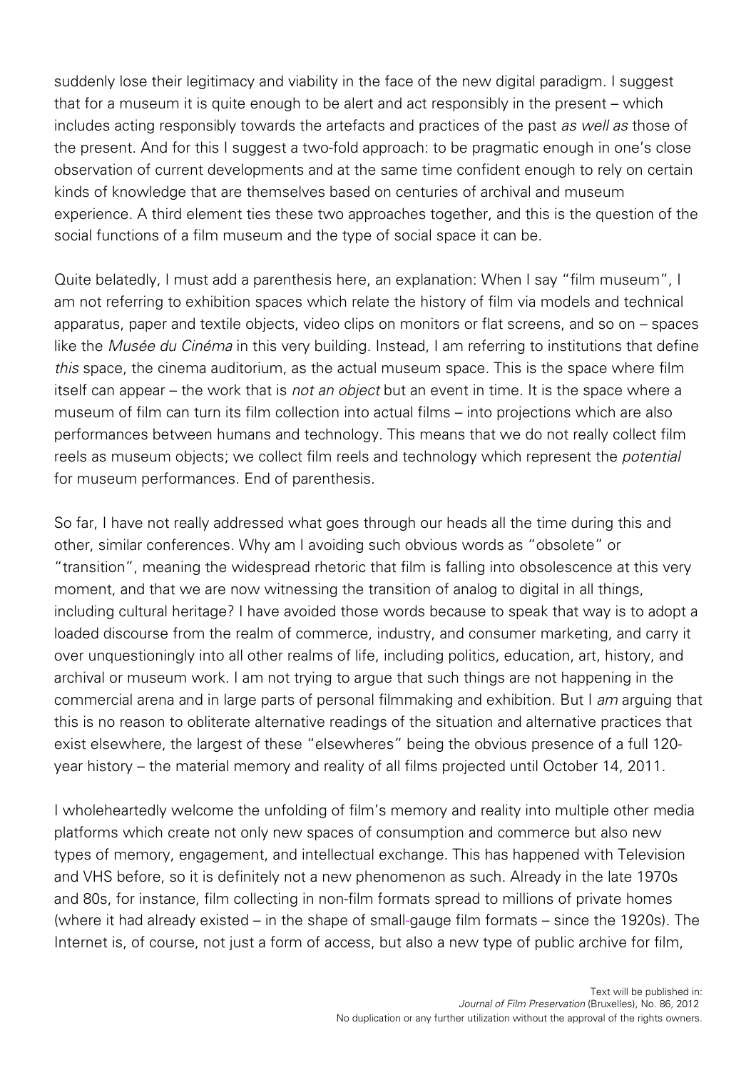suddenly lose their legitimacy and viability in the face of the new digital paradigm. I suggest that for a museum it is quite enough to be alert and act responsibly in the present – which includes acting responsibly towards the artefacts and practices of the past *as well as* those of the present. And for this I suggest a two-fold approach: to be pragmatic enough in one's close observation of current developments and at the same time confident enough to rely on certain kinds of knowledge that are themselves based on centuries of archival and museum experience. A third element ties these two approaches together, and this is the question of the social functions of a film museum and the type of social space it can be.

Quite belatedly, I must add a parenthesis here, an explanation: When I say "film museum", I am not referring to exhibition spaces which relate the history of film via models and technical apparatus, paper and textile objects, video clips on monitors or flat screens, and so on – spaces like the *Musée du Cinéma* in this very building. Instead, I am referring to institutions that define *this* space, the cinema auditorium, as the actual museum space. This is the space where film itself can appear – the work that is *not an object* but an event in time. It is the space where a museum of film can turn its film collection into actual films – into projections which are also performances between humans and technology. This means that we do not really collect film reels as museum objects; we collect film reels and technology which represent the *potential* for museum performances. End of parenthesis.

So far, I have not really addressed what goes through our heads all the time during this and other, similar conferences. Why am I avoiding such obvious words as "obsolete" or "transition", meaning the widespread rhetoric that film is falling into obsolescence at this very moment, and that we are now witnessing the transition of analog to digital in all things, including cultural heritage? I have avoided those words because to speak that way is to adopt a loaded discourse from the realm of commerce, industry, and consumer marketing, and carry it over unquestioningly into all other realms of life, including politics, education, art, history, and archival or museum work. I am not trying to argue that such things are not happening in the commercial arena and in large parts of personal filmmaking and exhibition. But I *am* arguing that this is no reason to obliterate alternative readings of the situation and alternative practices that exist elsewhere, the largest of these "elsewheres" being the obvious presence of a full 120-year history – the material memory and reality of all films projected until October 14, 2011.

I wholeheartedly welcome the unfolding of film's memory and reality into multiple other media platforms which create not only new spaces of consumption and commerce but also new types of memory, engagement, and intellectual exchange. This has happened with Television and VHS before, so it is definitely not a new phenomenon as such. Already in the late 1970s and 80s, for instance, film collecting in non-film formats spread to millions of private homes (where it had already existed – in the shape of small-gauge film formats – since the 1920s). The Internet is, of course, not just a form of access, but also a new type of public archive for film,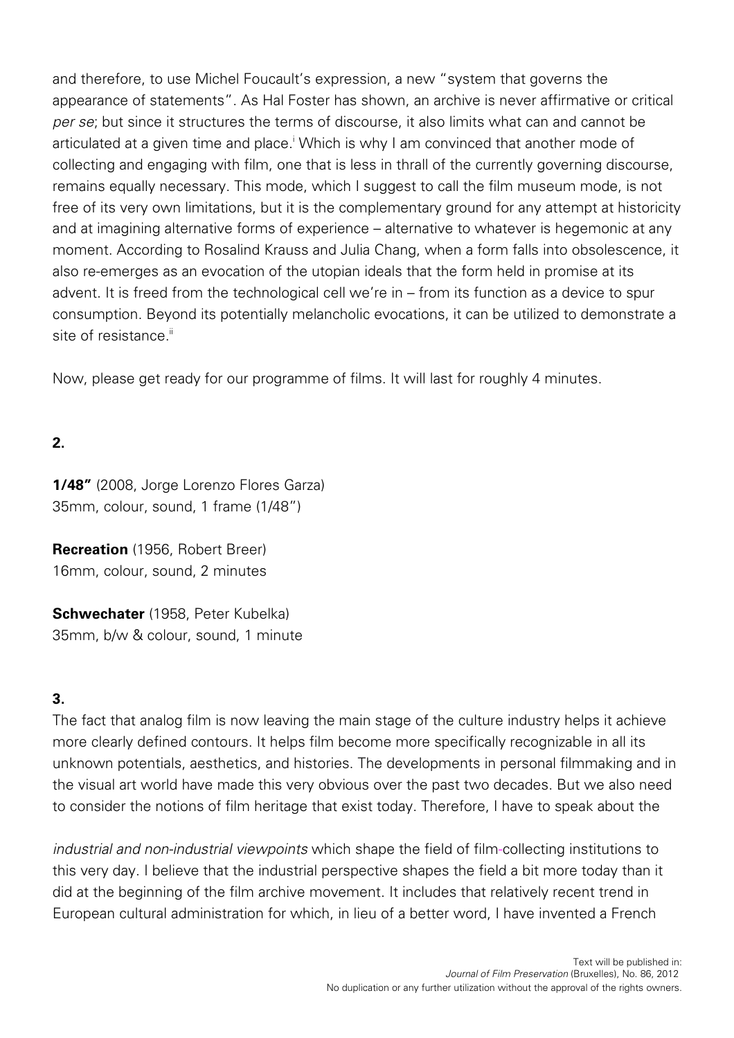and therefore, to use Michel Foucault's expression, a new "system that governs the appearance of statements". As Hal Foster has shown, an archive is never affirmative or critical *per se*; but since it structures the terms of discourse, it also limits what can and cannot be articulated at a given time and place.[i] Which is why I am convinced that another mode of collecting and engaging with film, one that is less in thrall of the currently governing discourse, remains equally necessary. This mode, which I suggest to call the film museum mode, is not free of its very own limitations, but it is the complementary ground for any attempt at historicity and at imagining alternative forms of experience – alternative to whatever is hegemonic at any moment. According to Rosalind Krauss and Julia Chang, when a form falls into obsolescence, it also re-emerges as an evocation of the utopian ideals that the form held in promise at its advent. It is freed from the technological cell we're in – from its function as a device to spur consumption. Beyond its potentially melancholic evocations, it can be utilized to demonstrate a site of resistance.[ii]

Now, please get ready for our programme of films. It will last for roughly 4 minutes.

**2.**

**1/48"** (2008, Jorge Lorenzo Flores Garza)
35mm, colour, sound, 1 frame (1/48")

**Recreation** (1956, Robert Breer)
16mm, colour, sound, 2 minutes

**Schwechater** (1958, Peter Kubelka)
35mm, b/w & colour, sound, 1 minute

**3.**

The fact that analog film is now leaving the main stage of the culture industry helps it achieve more clearly defined contours. It helps film become more specifically recognizable in all its unknown potentials, aesthetics, and histories. The developments in personal filmmaking and in the visual art world have made this very obvious over the past two decades. But we also need to consider the notions of film heritage that exist today. Therefore, I have to speak about the *industrial and non-industrial viewpoints* which shape the field of film-collecting institutions to this very day. I believe that the industrial perspective shapes the field a bit more today than it did at the beginning of the film archive movement. It includes that relatively recent trend in European cultural administration for which, in lieu of a better word, I have invented a French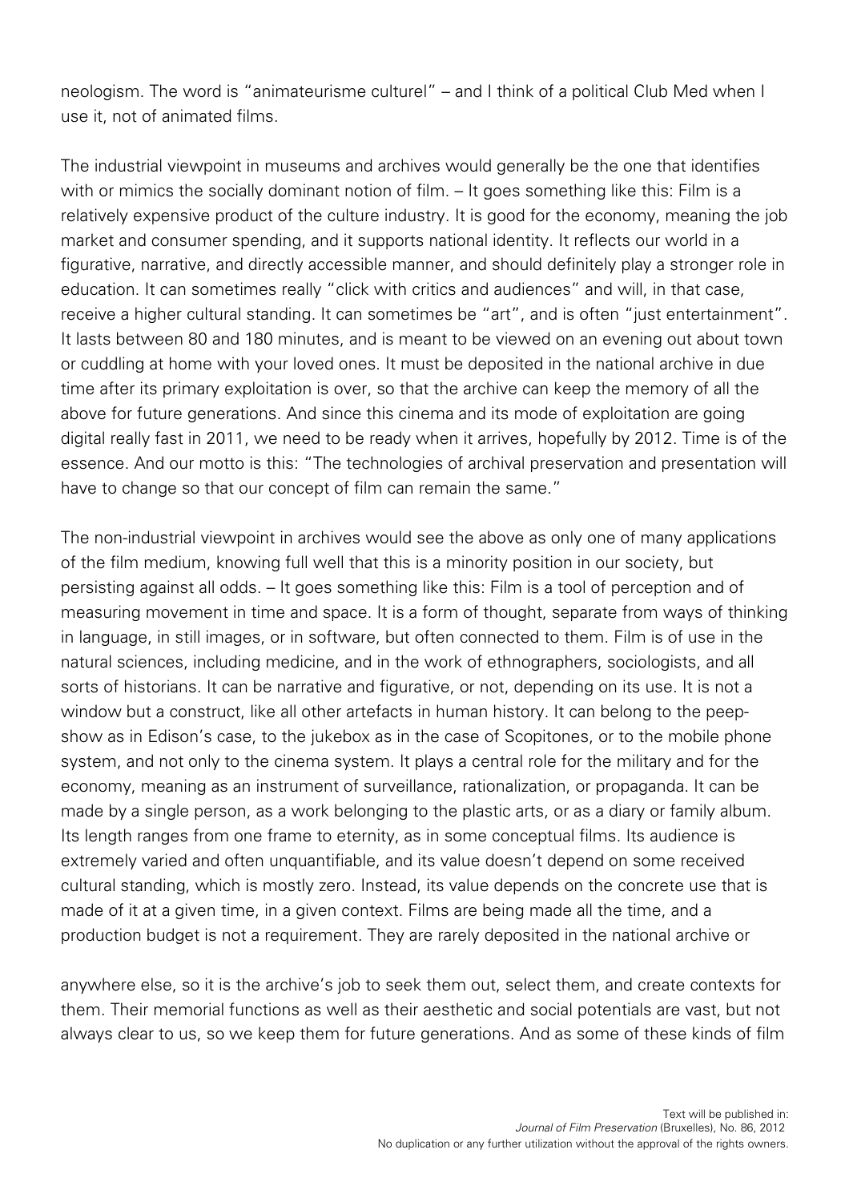neologism. The word is "animateurisme culturel" – and I think of a political Club Med when I use it, not of animated films.

The industrial viewpoint in museums and archives would generally be the one that identifies with or mimics the socially dominant notion of film. – It goes something like this: Film is a relatively expensive product of the culture industry. It is good for the economy, meaning the job market and consumer spending, and it supports national identity. It reflects our world in a figurative, narrative, and directly accessible manner, and should definitely play a stronger role in education. It can sometimes really "click with critics and audiences" and will, in that case, receive a higher cultural standing. It can sometimes be "art", and is often "just entertainment". It lasts between 80 and 180 minutes, and is meant to be viewed on an evening out about town or cuddling at home with your loved ones. It must be deposited in the national archive in due time after its primary exploitation is over, so that the archive can keep the memory of all the above for future generations. And since this cinema and its mode of exploitation are going digital really fast in 2011, we need to be ready when it arrives, hopefully by 2012. Time is of the essence. And our motto is this: "The technologies of archival preservation and presentation will have to change so that our concept of film can remain the same."

The non-industrial viewpoint in archives would see the above as only one of many applications of the film medium, knowing full well that this is a minority position in our society, but persisting against all odds. – It goes something like this: Film is a tool of perception and of measuring movement in time and space. It is a form of thought, separate from ways of thinking in language, in still images, or in software, but often connected to them. Film is of use in the natural sciences, including medicine, and in the work of ethnographers, sociologists, and all sorts of historians. It can be narrative and figurative, or not, depending on its use. It is not a window but a construct, like all other artefacts in human history. It can belong to the peep-show as in Edison's case, to the jukebox as in the case of Scopitones, or to the mobile phone system, and not only to the cinema system. It plays a central role for the military and for the economy, meaning as an instrument of surveillance, rationalization, or propaganda. It can be made by a single person, as a work belonging to the plastic arts, or as a diary or family album. Its length ranges from one frame to eternity, as in some conceptual films. Its audience is extremely varied and often unquantifiable, and its value doesn't depend on some received cultural standing, which is mostly zero. Instead, its value depends on the concrete use that is made of it at a given time, in a given context. Films are being made all the time, and a production budget is not a requirement. They are rarely deposited in the national archive or anywhere else, so it is the archive's job to seek them out, select them, and create contexts for them. Their memorial functions as well as their aesthetic and social potentials are vast, but not always clear to us, so we keep them for future generations. And as some of these kinds of film

Text will be published in:
*Journal of Film Preservation* (Bruxelles), No. 86, 2012
No duplication or any further utilization without the approval of the rights owners.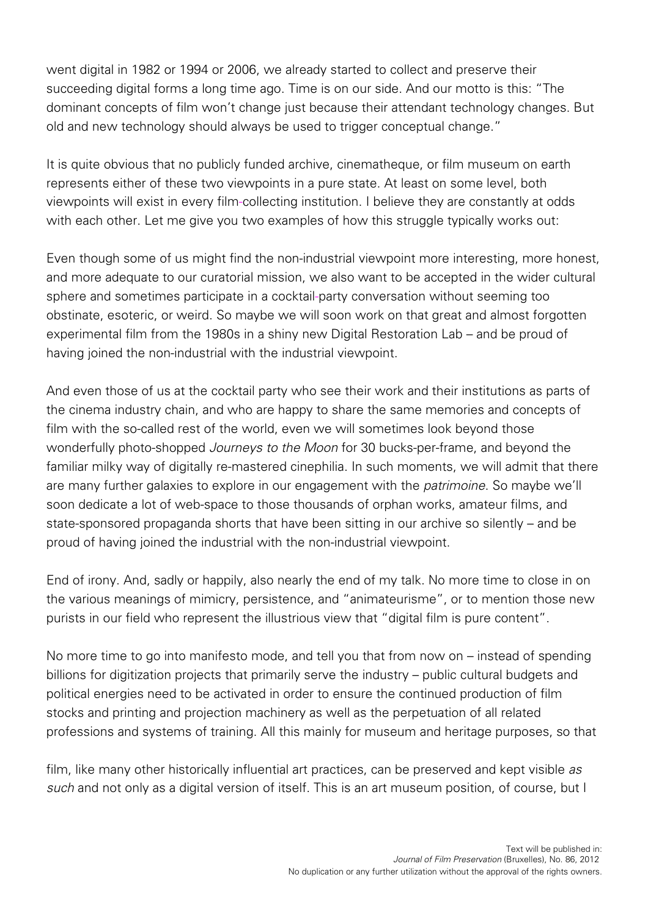went digital in 1982 or 1994 or 2006, we already started to collect and preserve their succeeding digital forms a long time ago. Time is on our side. And our motto is this: "The dominant concepts of film won't change just because their attendant technology changes. But old and new technology should always be used to trigger conceptual change."

It is quite obvious that no publicly funded archive, cinematheque, or film museum on earth represents either of these two viewpoints in a pure state. At least on some level, both viewpoints will exist in every film-collecting institution. I believe they are constantly at odds with each other. Let me give you two examples of how this struggle typically works out:

Even though some of us might find the non-industrial viewpoint more interesting, more honest, and more adequate to our curatorial mission, we also want to be accepted in the wider cultural sphere and sometimes participate in a cocktail-party conversation without seeming too obstinate, esoteric, or weird. So maybe we will soon work on that great and almost forgotten experimental film from the 1980s in a shiny new Digital Restoration Lab – and be proud of having joined the non-industrial with the industrial viewpoint.

And even those of us at the cocktail party who see their work and their institutions as parts of the cinema industry chain, and who are happy to share the same memories and concepts of film with the so-called rest of the world, even we will sometimes look beyond those wonderfully photo-shopped *Journeys to the Moon* for 30 bucks-per-frame, and beyond the familiar milky way of digitally re-mastered cinephilia. In such moments, we will admit that there are many further galaxies to explore in our engagement with the *patrimoine*. So maybe we'll soon dedicate a lot of web-space to those thousands of orphan works, amateur films, and state-sponsored propaganda shorts that have been sitting in our archive so silently – and be proud of having joined the industrial with the non-industrial viewpoint.

End of irony. And, sadly or happily, also nearly the end of my talk. No more time to close in on the various meanings of mimicry, persistence, and "animateurisme", or to mention those new purists in our field who represent the illustrious view that "digital film is pure content".

No more time to go into manifesto mode, and tell you that from now on – instead of spending billions for digitization projects that primarily serve the industry – public cultural budgets and political energies need to be activated in order to ensure the continued production of film stocks and printing and projection machinery as well as the perpetuation of all related professions and systems of training. All this mainly for museum and heritage purposes, so that

film, like many other historically influential art practices, can be preserved and kept visible *as such* and not only as a digital version of itself. This is an art museum position, of course, but I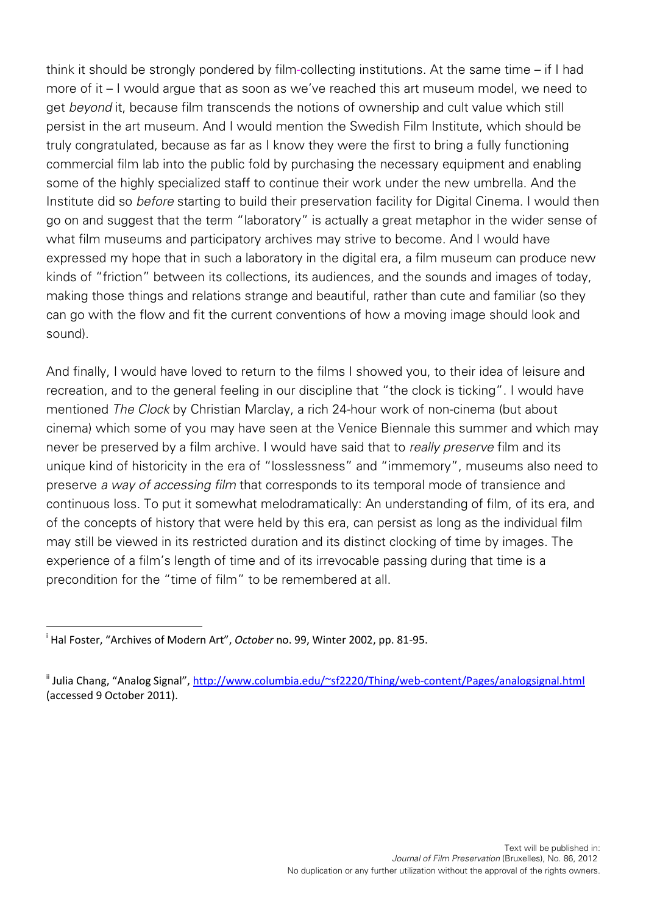think it should be strongly pondered by film-collecting institutions. At the same time – if I had more of it – I would argue that as soon as we've reached this art museum model, we need to get *beyond* it, because film transcends the notions of ownership and cult value which still persist in the art museum. And I would mention the Swedish Film Institute, which should be truly congratulated, because as far as I know they were the first to bring a fully functioning commercial film lab into the public fold by purchasing the necessary equipment and enabling some of the highly specialized staff to continue their work under the new umbrella. And the Institute did so *before* starting to build their preservation facility for Digital Cinema. I would then go on and suggest that the term "laboratory" is actually a great metaphor in the wider sense of what film museums and participatory archives may strive to become. And I would have expressed my hope that in such a laboratory in the digital era, a film museum can produce new kinds of "friction" between its collections, its audiences, and the sounds and images of today, making those things and relations strange and beautiful, rather than cute and familiar (so they can go with the flow and fit the current conventions of how a moving image should look and sound).

And finally, I would have loved to return to the films I showed you, to their idea of leisure and recreation, and to the general feeling in our discipline that "the clock is ticking". I would have mentioned *The Clock* by Christian Marclay, a rich 24-hour work of non-cinema (but about cinema) which some of you may have seen at the Venice Biennale this summer and which may never be preserved by a film archive. I would have said that to *really preserve* film and its unique kind of historicity in the era of "losslessness" and "immemory", museums also need to preserve *a way of accessing film* that corresponds to its temporal mode of transience and continuous loss. To put it somewhat melodramatically: An understanding of film, of its era, and of the concepts of history that were held by this era, can persist as long as the individual film may still be viewed in its restricted duration and its distinct clocking of time by images. The experience of a film's length of time and of its irrevocable passing during that time is a precondition for the "time of film" to be remembered at all.

---

[i] Hal Foster, "Archives of Modern Art", *October* no. 99, Winter 2002, pp. 81-95.

[ii] Julia Chang, "Analog Signal", http://www.columbia.edu/~sf2220/Thing/web-content/Pages/analogsignal.html (accessed 9 October 2011).

Text will be published in:
*Journal of Film Preservation* (Bruxelles), No. 86, 2012
No duplication or any further utilization without the approval of the rights owners.